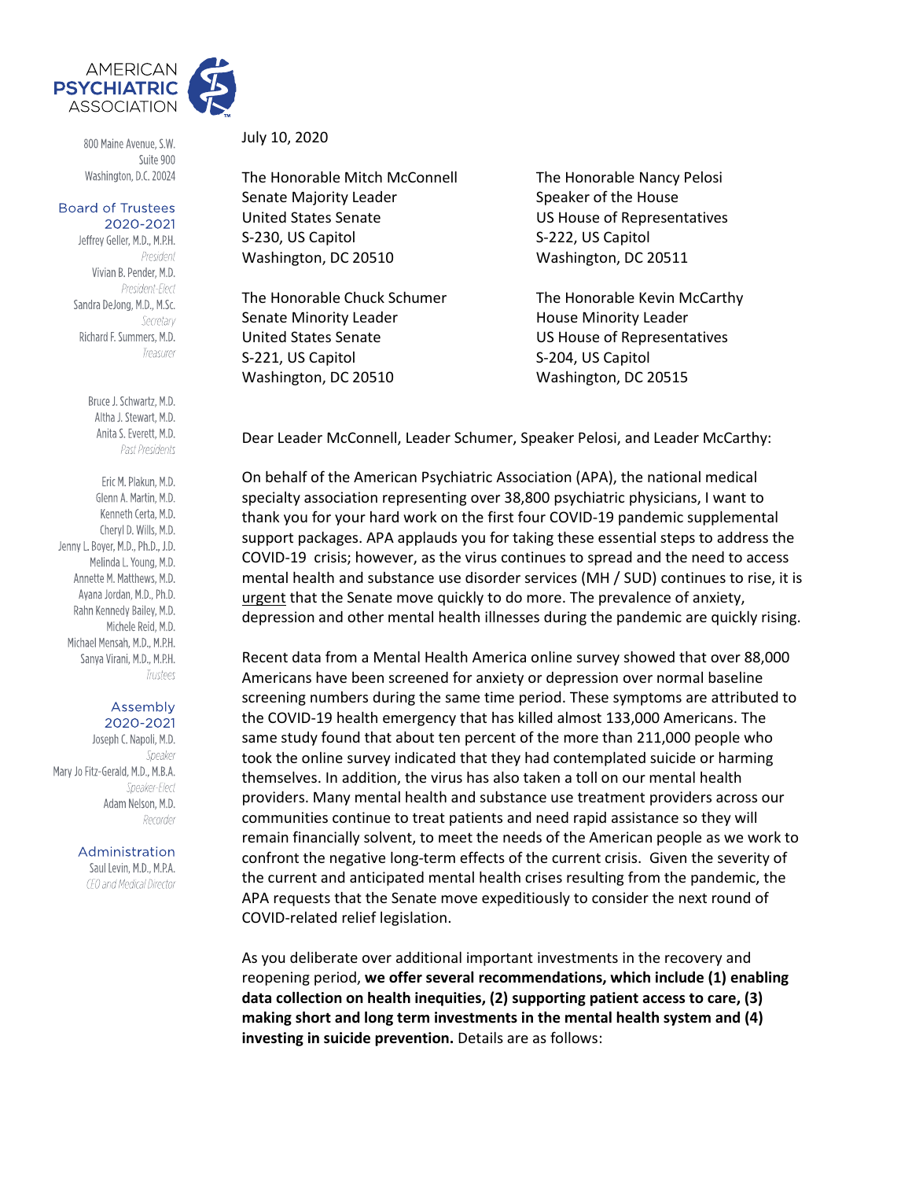AMERICAN PSYCHIATRIC ASSOCIATION

800 Maine Avenue, S.W.
Suite 900
Washington, D.C. 20024

**Board of Trustees 2020-2021**

Jeffrey Geller, M.D., M.P.H.
*President*
Vivian B. Pender, M.D.
*President-Elect*
Sandra DeJong, M.D., M.Sc.
*Secretary*
Richard F. Summers, M.D.
*Treasurer*

Bruce J. Schwartz, M.D.
Altha J. Stewart, M.D.
Anita S. Everett, M.D.
*Past Presidents*

Eric M. Plakun, M.D.
Glenn A. Martin, M.D.
Kenneth Certa, M.D.
Cheryl D. Wills, M.D.
Jenny L. Boyer, M.D., Ph.D., J.D.
Melinda L. Young, M.D.
Annette M. Matthews, M.D.
Ayana Jordan, M.D., Ph.D.
Rahn Kennedy Bailey, M.D.
Michele Reid, M.D.
Michael Mensah, M.D., M.P.H.
Sanya Virani, M.D., M.P.H.
*Trustees*

**Assembly 2020-2021**

Joseph C. Napoli, M.D.
*Speaker*
Mary Jo Fitz-Gerald, M.D., M.B.A.
*Speaker-Elect*
Adam Nelson, M.D.
*Recorder*

**Administration**

Saul Levin, M.D., M.P.A.
*CEO and Medical Director*

July 10, 2020

The Honorable Mitch McConnell
Senate Majority Leader
United States Senate
S-230, US Capitol
Washington, DC 20510

The Honorable Nancy Pelosi
Speaker of the House
US House of Representatives
S-222, US Capitol
Washington, DC 20511

The Honorable Chuck Schumer
Senate Minority Leader
United States Senate
S-221, US Capitol
Washington, DC 20510

The Honorable Kevin McCarthy
House Minority Leader
US House of Representatives
S-204, US Capitol
Washington, DC 20515

Dear Leader McConnell, Leader Schumer, Speaker Pelosi, and Leader McCarthy:

On behalf of the American Psychiatric Association (APA), the national medical specialty association representing over 38,800 psychiatric physicians, I want to thank you for your hard work on the first four COVID-19 pandemic supplemental support packages. APA applauds you for taking these essential steps to address the COVID-19 crisis; however, as the virus continues to spread and the need to access mental health and substance use disorder services (MH / SUD) continues to rise, it is urgent that the Senate move quickly to do more. The prevalence of anxiety, depression and other mental health illnesses during the pandemic are quickly rising.

Recent data from a Mental Health America online survey showed that over 88,000 Americans have been screened for anxiety or depression over normal baseline screening numbers during the same time period. These symptoms are attributed to the COVID-19 health emergency that has killed almost 133,000 Americans. The same study found that about ten percent of the more than 211,000 people who took the online survey indicated that they had contemplated suicide or harming themselves. In addition, the virus has also taken a toll on our mental health providers. Many mental health and substance use treatment providers across our communities continue to treat patients and need rapid assistance so they will remain financially solvent, to meet the needs of the American people as we work to confront the negative long-term effects of the current crisis. Given the severity of the current and anticipated mental health crises resulting from the pandemic, the APA requests that the Senate move expeditiously to consider the next round of COVID-related relief legislation.

As you deliberate over additional important investments in the recovery and reopening period, **we offer several recommendations, which include (1) enabling data collection on health inequities, (2) supporting patient access to care, (3) making short and long term investments in the mental health system and (4) investing in suicide prevention.** Details are as follows: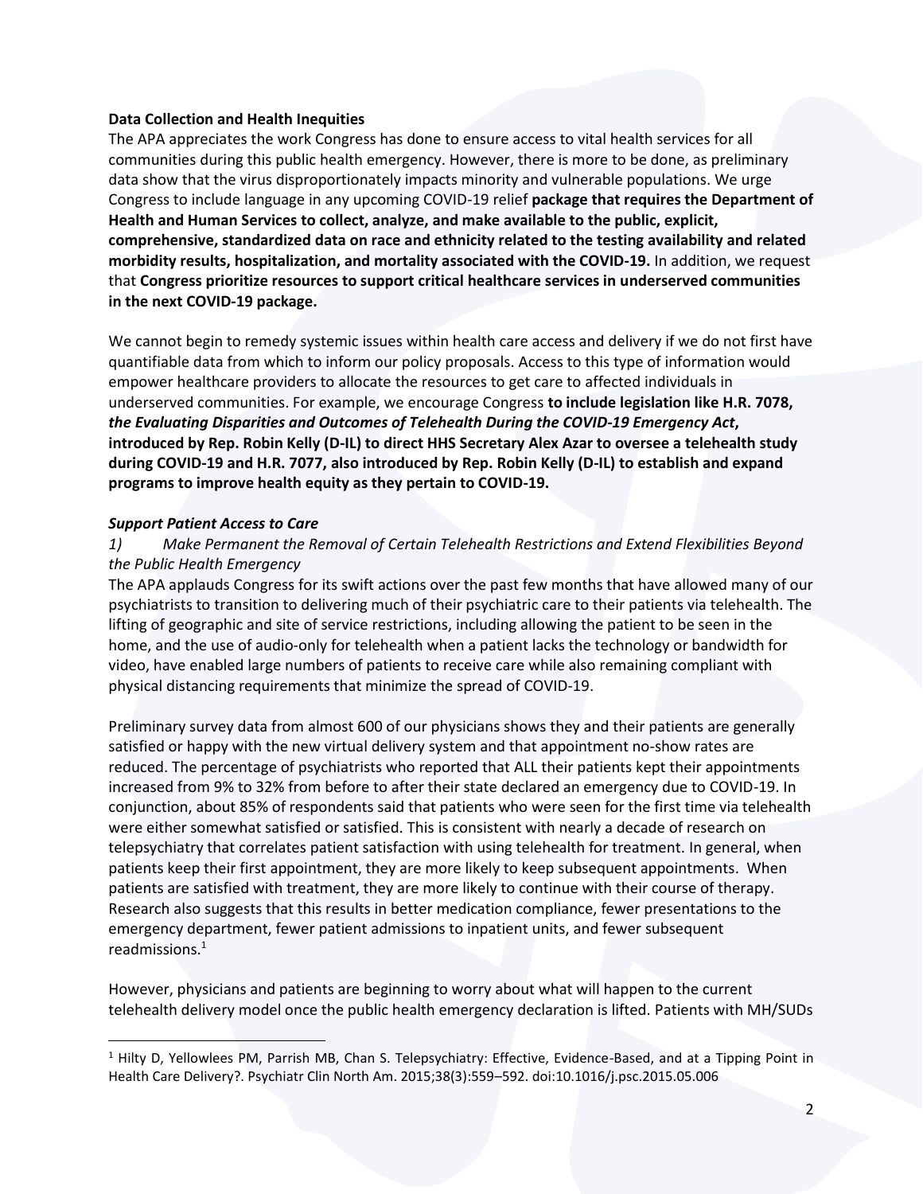**Data Collection and Health Inequities**

The APA appreciates the work Congress has done to ensure access to vital health services for all communities during this public health emergency. However, there is more to be done, as preliminary data show that the virus disproportionately impacts minority and vulnerable populations. We urge Congress to include language in any upcoming COVID-19 relief **package that requires the Department of Health and Human Services to collect, analyze, and make available to the public, explicit, comprehensive, standardized data on race and ethnicity related to the testing availability and related morbidity results, hospitalization, and mortality associated with the COVID-19.** In addition, we request that **Congress prioritize resources to support critical healthcare services in underserved communities in the next COVID-19 package.**

We cannot begin to remedy systemic issues within health care access and delivery if we do not first have quantifiable data from which to inform our policy proposals. Access to this type of information would empower healthcare providers to allocate the resources to get care to affected individuals in underserved communities. For example, we encourage Congress **to include legislation like H.R. 7078, *the Evaluating Disparities and Outcomes of Telehealth During the COVID-19 Emergency Act*, introduced by Rep. Robin Kelly (D-IL) to direct HHS Secretary Alex Azar to oversee a telehealth study during COVID-19 and H.R. 7077, also introduced by Rep. Robin Kelly (D-IL) to establish and expand programs to improve health equity as they pertain to COVID-19.**

***Support Patient Access to Care***

*1) Make Permanent the Removal of Certain Telehealth Restrictions and Extend Flexibilities Beyond the Public Health Emergency*

The APA applauds Congress for its swift actions over the past few months that have allowed many of our psychiatrists to transition to delivering much of their psychiatric care to their patients via telehealth. The lifting of geographic and site of service restrictions, including allowing the patient to be seen in the home, and the use of audio-only for telehealth when a patient lacks the technology or bandwidth for video, have enabled large numbers of patients to receive care while also remaining compliant with physical distancing requirements that minimize the spread of COVID-19.

Preliminary survey data from almost 600 of our physicians shows they and their patients are generally satisfied or happy with the new virtual delivery system and that appointment no-show rates are reduced. The percentage of psychiatrists who reported that ALL their patients kept their appointments increased from 9% to 32% from before to after their state declared an emergency due to COVID-19. In conjunction, about 85% of respondents said that patients who were seen for the first time via telehealth were either somewhat satisfied or satisfied. This is consistent with nearly a decade of research on telepsychiatry that correlates patient satisfaction with using telehealth for treatment. In general, when patients keep their first appointment, they are more likely to keep subsequent appointments. When patients are satisfied with treatment, they are more likely to continue with their course of therapy. Research also suggests that this results in better medication compliance, fewer presentations to the emergency department, fewer patient admissions to inpatient units, and fewer subsequent readmissions.[1]

However, physicians and patients are beginning to worry about what will happen to the current telehealth delivery model once the public health emergency declaration is lifted. Patients with MH/SUDs

[1] Hilty D, Yellowlees PM, Parrish MB, Chan S. Telepsychiatry: Effective, Evidence-Based, and at a Tipping Point in Health Care Delivery?. Psychiatr Clin North Am. 2015;38(3):559–592. doi:10.1016/j.psc.2015.05.006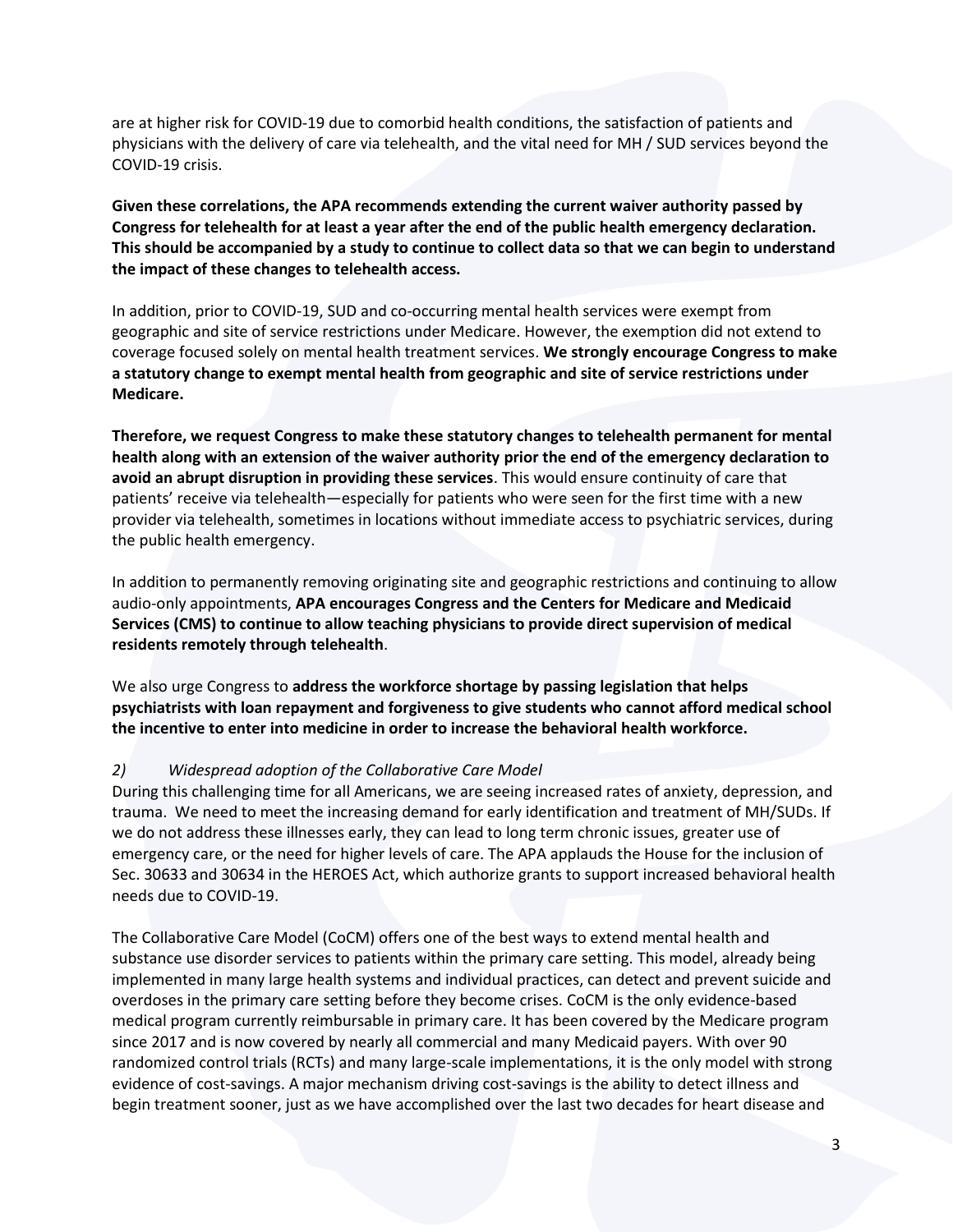are at higher risk for COVID-19 due to comorbid health conditions, the satisfaction of patients and physicians with the delivery of care via telehealth, and the vital need for MH / SUD services beyond the COVID-19 crisis.

**Given these correlations, the APA recommends extending the current waiver authority passed by Congress for telehealth for at least a year after the end of the public health emergency declaration. This should be accompanied by a study to continue to collect data so that we can begin to understand the impact of these changes to telehealth access.**

In addition, prior to COVID-19, SUD and co-occurring mental health services were exempt from geographic and site of service restrictions under Medicare. However, the exemption did not extend to coverage focused solely on mental health treatment services. **We strongly encourage Congress to make a statutory change to exempt mental health from geographic and site of service restrictions under Medicare.**

**Therefore, we request Congress to make these statutory changes to telehealth permanent for mental health along with an extension of the waiver authority prior the end of the emergency declaration to avoid an abrupt disruption in providing these services**. This would ensure continuity of care that patients' receive via telehealth—especially for patients who were seen for the first time with a new provider via telehealth, sometimes in locations without immediate access to psychiatric services, during the public health emergency.

In addition to permanently removing originating site and geographic restrictions and continuing to allow audio-only appointments, **APA encourages Congress and the Centers for Medicare and Medicaid Services (CMS) to continue to allow teaching physicians to provide direct supervision of medical residents remotely through telehealth**.

We also urge Congress to **address the workforce shortage by passing legislation that helps psychiatrists with loan repayment and forgiveness to give students who cannot afford medical school the incentive to enter into medicine in order to increase the behavioral health workforce.**

*2) Widespread adoption of the Collaborative Care Model*

During this challenging time for all Americans, we are seeing increased rates of anxiety, depression, and trauma. We need to meet the increasing demand for early identification and treatment of MH/SUDs. If we do not address these illnesses early, they can lead to long term chronic issues, greater use of emergency care, or the need for higher levels of care. The APA applauds the House for the inclusion of Sec. 30633 and 30634 in the HEROES Act, which authorize grants to support increased behavioral health needs due to COVID-19.

The Collaborative Care Model (CoCM) offers one of the best ways to extend mental health and substance use disorder services to patients within the primary care setting. This model, already being implemented in many large health systems and individual practices, can detect and prevent suicide and overdoses in the primary care setting before they become crises. CoCM is the only evidence-based medical program currently reimbursable in primary care. It has been covered by the Medicare program since 2017 and is now covered by nearly all commercial and many Medicaid payers. With over 90 randomized control trials (RCTs) and many large-scale implementations, it is the only model with strong evidence of cost-savings. A major mechanism driving cost-savings is the ability to detect illness and begin treatment sooner, just as we have accomplished over the last two decades for heart disease and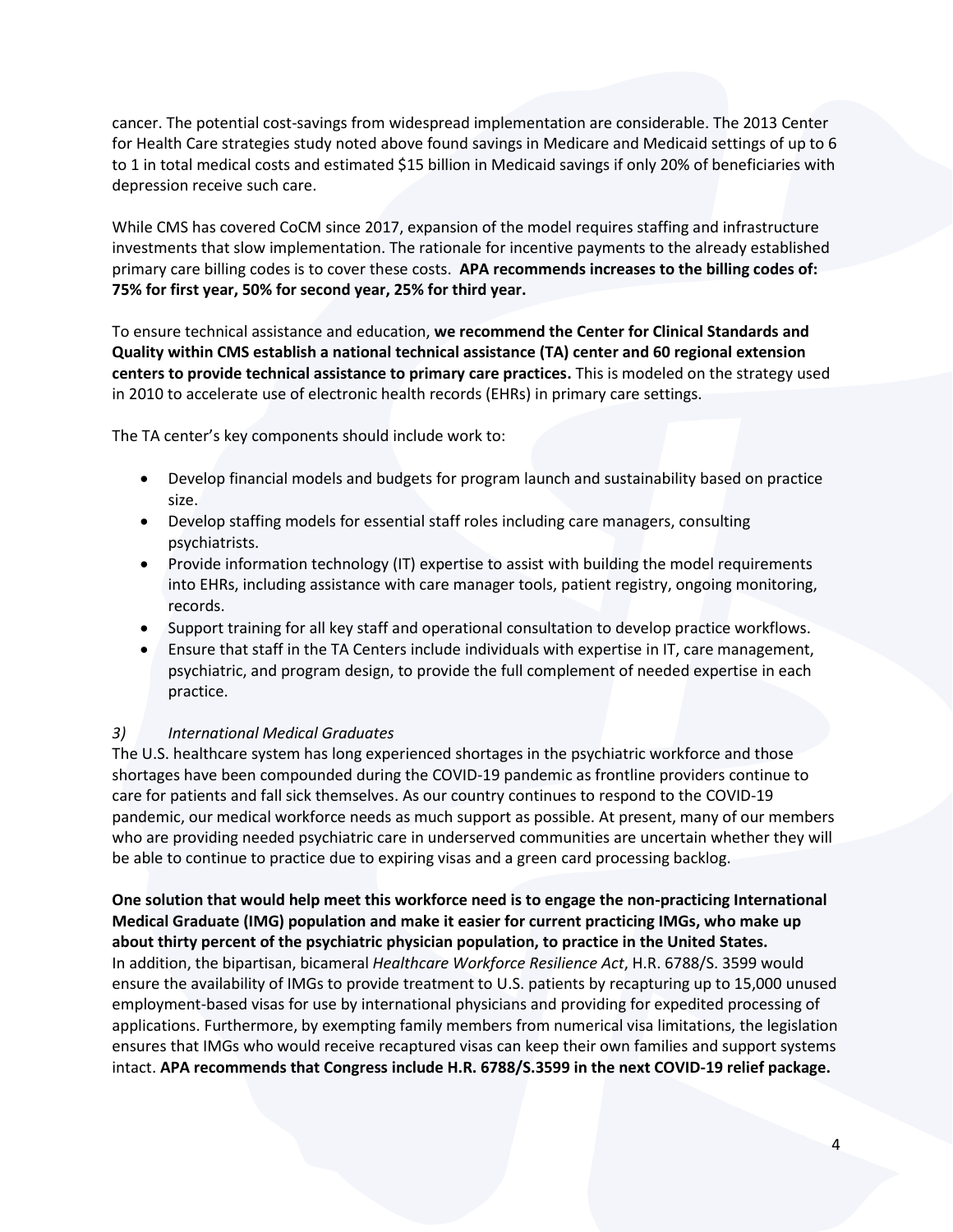cancer. The potential cost-savings from widespread implementation are considerable. The 2013 Center for Health Care strategies study noted above found savings in Medicare and Medicaid settings of up to 6 to 1 in total medical costs and estimated $15 billion in Medicaid savings if only 20% of beneficiaries with depression receive such care.

While CMS has covered CoCM since 2017, expansion of the model requires staffing and infrastructure investments that slow implementation. The rationale for incentive payments to the already established primary care billing codes is to cover these costs. **APA recommends increases to the billing codes of: 75% for first year, 50% for second year, 25% for third year.**

To ensure technical assistance and education, **we recommend the Center for Clinical Standards and Quality within CMS establish a national technical assistance (TA) center and 60 regional extension centers to provide technical assistance to primary care practices.** This is modeled on the strategy used in 2010 to accelerate use of electronic health records (EHRs) in primary care settings.

The TA center's key components should include work to:

- Develop financial models and budgets for program launch and sustainability based on practice size.
- Develop staffing models for essential staff roles including care managers, consulting psychiatrists.
- Provide information technology (IT) expertise to assist with building the model requirements into EHRs, including assistance with care manager tools, patient registry, ongoing monitoring, records.
- Support training for all key staff and operational consultation to develop practice workflows.
- Ensure that staff in the TA Centers include individuals with expertise in IT, care management, psychiatric, and program design, to provide the full complement of needed expertise in each practice.

*3) International Medical Graduates*

The U.S. healthcare system has long experienced shortages in the psychiatric workforce and those shortages have been compounded during the COVID-19 pandemic as frontline providers continue to care for patients and fall sick themselves. As our country continues to respond to the COVID-19 pandemic, our medical workforce needs as much support as possible. At present, many of our members who are providing needed psychiatric care in underserved communities are uncertain whether they will be able to continue to practice due to expiring visas and a green card processing backlog.

**One solution that would help meet this workforce need is to engage the non-practicing International Medical Graduate (IMG) population and make it easier for current practicing IMGs, who make up about thirty percent of the psychiatric physician population, to practice in the United States.** In addition, the bipartisan, bicameral *Healthcare Workforce Resilience Act*, H.R. 6788/S. 3599 would ensure the availability of IMGs to provide treatment to U.S. patients by recapturing up to 15,000 unused employment-based visas for use by international physicians and providing for expedited processing of applications. Furthermore, by exempting family members from numerical visa limitations, the legislation ensures that IMGs who would receive recaptured visas can keep their own families and support systems intact. **APA recommends that Congress include H.R. 6788/S.3599 in the next COVID-19 relief package.**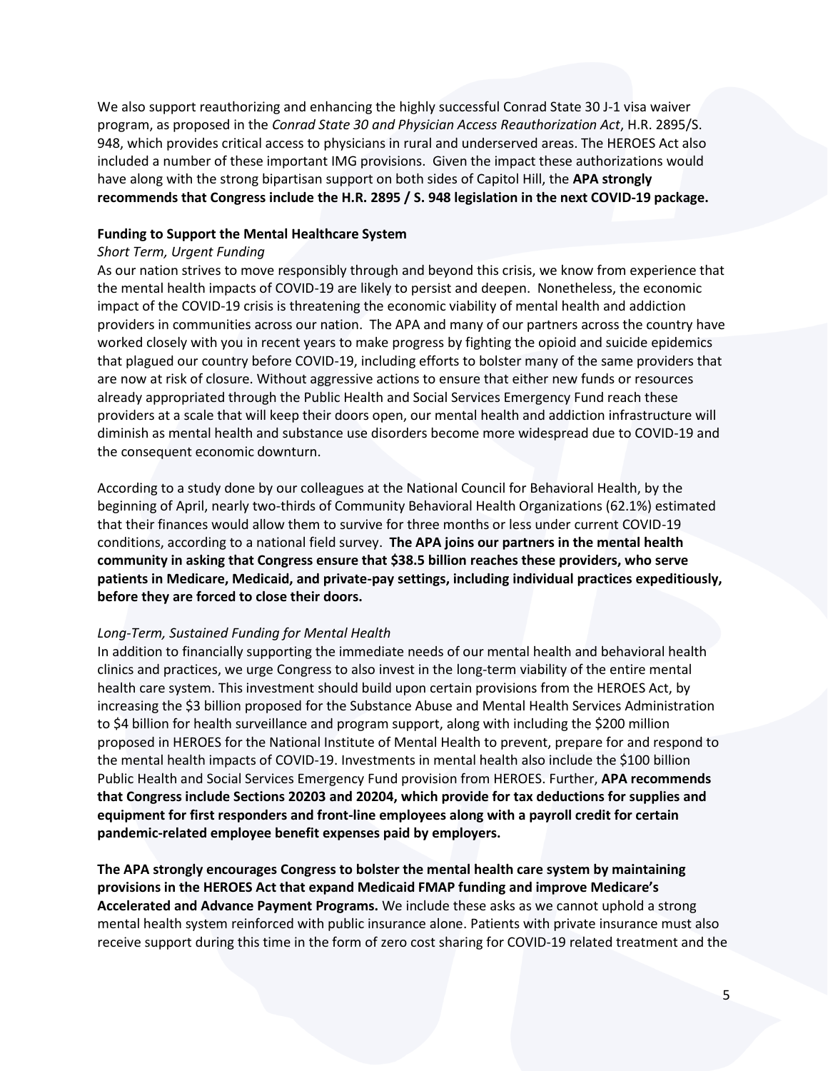We also support reauthorizing and enhancing the highly successful Conrad State 30 J-1 visa waiver program, as proposed in the *Conrad State 30 and Physician Access Reauthorization Act*, H.R. 2895/S. 948, which provides critical access to physicians in rural and underserved areas. The HEROES Act also included a number of these important IMG provisions. Given the impact these authorizations would have along with the strong bipartisan support on both sides of Capitol Hill, the **APA strongly recommends that Congress include the H.R. 2895 / S. 948 legislation in the next COVID-19 package.**

**Funding to Support the Mental Healthcare System**

*Short Term, Urgent Funding*

As our nation strives to move responsibly through and beyond this crisis, we know from experience that the mental health impacts of COVID-19 are likely to persist and deepen. Nonetheless, the economic impact of the COVID-19 crisis is threatening the economic viability of mental health and addiction providers in communities across our nation. The APA and many of our partners across the country have worked closely with you in recent years to make progress by fighting the opioid and suicide epidemics that plagued our country before COVID-19, including efforts to bolster many of the same providers that are now at risk of closure. Without aggressive actions to ensure that either new funds or resources already appropriated through the Public Health and Social Services Emergency Fund reach these providers at a scale that will keep their doors open, our mental health and addiction infrastructure will diminish as mental health and substance use disorders become more widespread due to COVID-19 and the consequent economic downturn.

According to a study done by our colleagues at the National Council for Behavioral Health, by the beginning of April, nearly two-thirds of Community Behavioral Health Organizations (62.1%) estimated that their finances would allow them to survive for three months or less under current COVID-19 conditions, according to a national field survey. **The APA joins our partners in the mental health community in asking that Congress ensure that $38.5 billion reaches these providers, who serve patients in Medicare, Medicaid, and private-pay settings, including individual practices expeditiously, before they are forced to close their doors.**

*Long-Term, Sustained Funding for Mental Health*

In addition to financially supporting the immediate needs of our mental health and behavioral health clinics and practices, we urge Congress to also invest in the long-term viability of the entire mental health care system. This investment should build upon certain provisions from the HEROES Act, by increasing the $3 billion proposed for the Substance Abuse and Mental Health Services Administration to $4 billion for health surveillance and program support, along with including the $200 million proposed in HEROES for the National Institute of Mental Health to prevent, prepare for and respond to the mental health impacts of COVID-19. Investments in mental health also include the $100 billion Public Health and Social Services Emergency Fund provision from HEROES. Further, **APA recommends that Congress include Sections 20203 and 20204, which provide for tax deductions for supplies and equipment for first responders and front-line employees along with a payroll credit for certain pandemic-related employee benefit expenses paid by employers.**

**The APA strongly encourages Congress to bolster the mental health care system by maintaining provisions in the HEROES Act that expand Medicaid FMAP funding and improve Medicare's Accelerated and Advance Payment Programs.** We include these asks as we cannot uphold a strong mental health system reinforced with public insurance alone. Patients with private insurance must also receive support during this time in the form of zero cost sharing for COVID-19 related treatment and the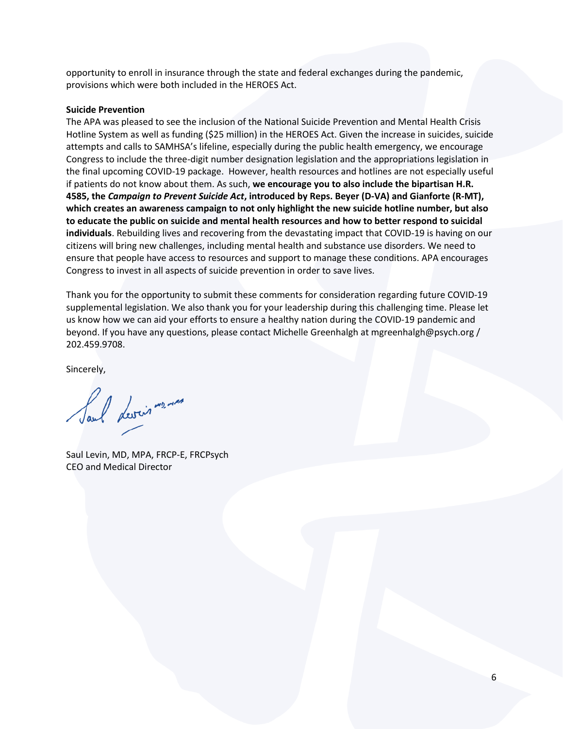opportunity to enroll in insurance through the state and federal exchanges during the pandemic, provisions which were both included in the HEROES Act.

**Suicide Prevention**

The APA was pleased to see the inclusion of the National Suicide Prevention and Mental Health Crisis Hotline System as well as funding ($25 million) in the HEROES Act. Given the increase in suicides, suicide attempts and calls to SAMHSA's lifeline, especially during the public health emergency, we encourage Congress to include the three-digit number designation legislation and the appropriations legislation in the final upcoming COVID-19 package. However, health resources and hotlines are not especially useful if patients do not know about them. As such, **we encourage you to also include the bipartisan H.R. 4585, the *Campaign to Prevent Suicide Act*, introduced by Reps. Beyer (D-VA) and Gianforte (R-MT), which creates an awareness campaign to not only highlight the new suicide hotline number, but also to educate the public on suicide and mental health resources and how to better respond to suicidal individuals**. Rebuilding lives and recovering from the devastating impact that COVID-19 is having on our citizens will bring new challenges, including mental health and substance use disorders. We need to ensure that people have access to resources and support to manage these conditions. APA encourages Congress to invest in all aspects of suicide prevention in order to save lives.

Thank you for the opportunity to submit these comments for consideration regarding future COVID-19 supplemental legislation. We also thank you for your leadership during this challenging time. Please let us know how we can aid your efforts to ensure a healthy nation during the COVID-19 pandemic and beyond. If you have any questions, please contact Michelle Greenhalgh at mgreenhalgh@psych.org / 202.459.9708.

Sincerely,

Saul Levin, MD, MPA, FRCP-E, FRCPsych
CEO and Medical Director